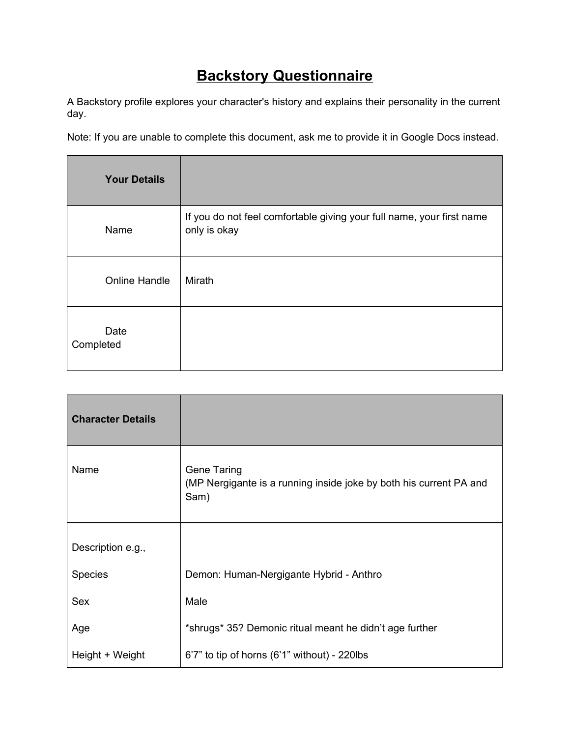# **Backstory Questionnaire**

A Backstory profile explores your character's history and explains their personality in the current day.

Note: If you are unable to complete this document, ask me to provide it in Google Docs instead.

| **Your Details** | |
|---|---|
| Name | If you do not feel comfortable giving your full name, your first name only is okay |
| Online Handle | Mirath |
| Date Completed | |

| **Character Details** | |
|---|---|
| Name | Gene Taring<br>(MP Nergigante is a running inside joke by both his current PA and Sam) |
| Description e.g.,<br><br>Species<br><br>Sex<br><br>Age<br><br>Height + Weight | <br><br>Demon: Human-Nergigante Hybrid - Anthro<br><br>Male<br><br>*shrugs* 35? Demonic ritual meant he didn't age further<br><br>6'7" to tip of horns (6'1" without) - 220lbs |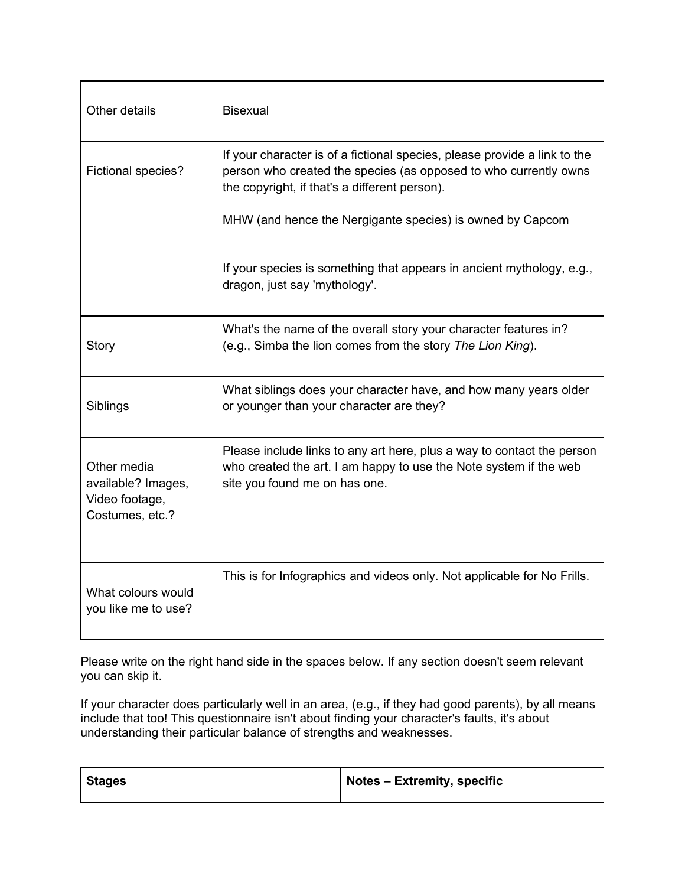| | |
|---|---|
| Other details | Bisexual |
| Fictional species? | If your character is of a fictional species, please provide a link to the person who created the species (as opposed to who currently owns the copyright, if that's a different person).<br><br>MHW (and hence the Nergigante species) is owned by Capcom<br><br><br>If your species is something that appears in ancient mythology, e.g., dragon, just say 'mythology'. |
| Story | What's the name of the overall story your character features in? (e.g., Simba the lion comes from the story *The Lion King*). |
| Siblings | What siblings does your character have, and how many years older or younger than your character are they? |
| Other media available? Images, Video footage, Costumes, etc.? | Please include links to any art here, plus a way to contact the person who created the art. I am happy to use the Note system if the web site you found me on has one. |
| What colours would you like me to use? | This is for Infographics and videos only. Not applicable for No Frills. |

Please write on the right hand side in the spaces below. If any section doesn't seem relevant you can skip it.

If your character does particularly well in an area, (e.g., if they had good parents), by all means include that too! This questionnaire isn't about finding your character's faults, it's about understanding their particular balance of strengths and weaknesses.

| **Stages** | **Notes – Extremity, specific** |
|---|---|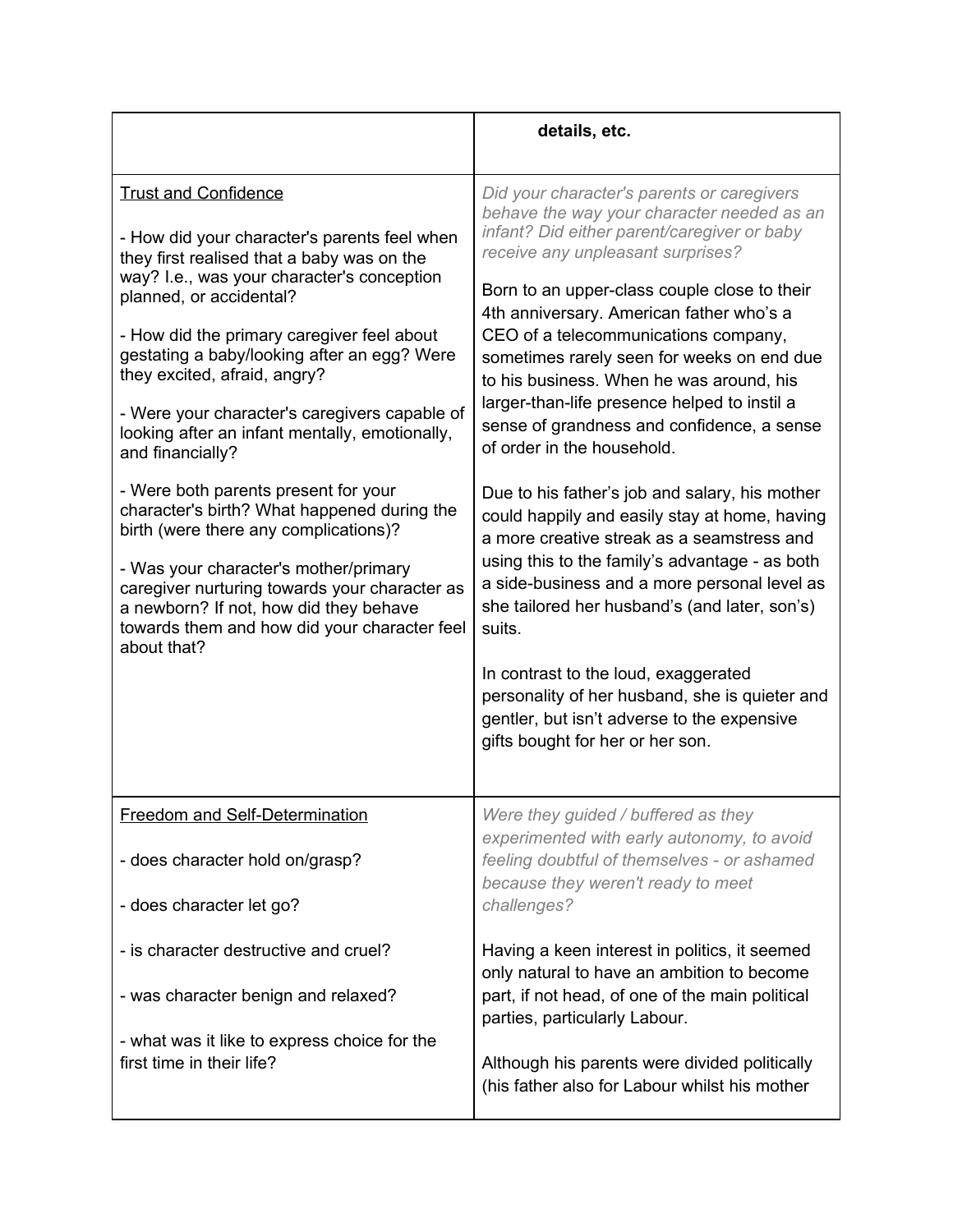| | details, etc. |
|---|---|
| Trust and Confidence<br><br>- How did your character's parents feel when they first realised that a baby was on the way? I.e., was your character's conception planned, or accidental?<br><br>- How did the primary caregiver feel about gestating a baby/looking after an egg? Were they excited, afraid, angry?<br><br>- Were your character's caregivers capable of looking after an infant mentally, emotionally, and financially?<br><br>- Were both parents present for your character's birth? What happened during the birth (were there any complications)?<br><br>- Was your character's mother/primary caregiver nurturing towards your character as a newborn? If not, how did they behave towards them and how did your character feel about that? | *Did your character's parents or caregivers behave the way your character needed as an infant? Did either parent/caregiver or baby receive any unpleasant surprises?*<br><br>Born to an upper-class couple close to their 4th anniversary. American father who's a CEO of a telecommunications company, sometimes rarely seen for weeks on end due to his business. When he was around, his larger-than-life presence helped to instil a sense of grandness and confidence, a sense of order in the household.<br><br>Due to his father's job and salary, his mother could happily and easily stay at home, having a more creative streak as a seamstress and using this to the family's advantage - as both a side-business and a more personal level as she tailored her husband's (and later, son's) suits.<br><br>In contrast to the loud, exaggerated personality of her husband, she is quieter and gentler, but isn't adverse to the expensive gifts bought for her or her son. |
| Freedom and Self-Determination<br><br>- does character hold on/grasp?<br><br>- does character let go?<br><br>- is character destructive and cruel?<br><br>- was character benign and relaxed?<br><br>- what was it like to express choice for the first time in their life? | *Were they guided / buffered as they experimented with early autonomy, to avoid feeling doubtful of themselves - or ashamed because they weren't ready to meet challenges?*<br><br>Having a keen interest in politics, it seemed only natural to have an ambition to become part, if not head, of one of the main political parties, particularly Labour.<br><br>Although his parents were divided politically (his father also for Labour whilst his mother |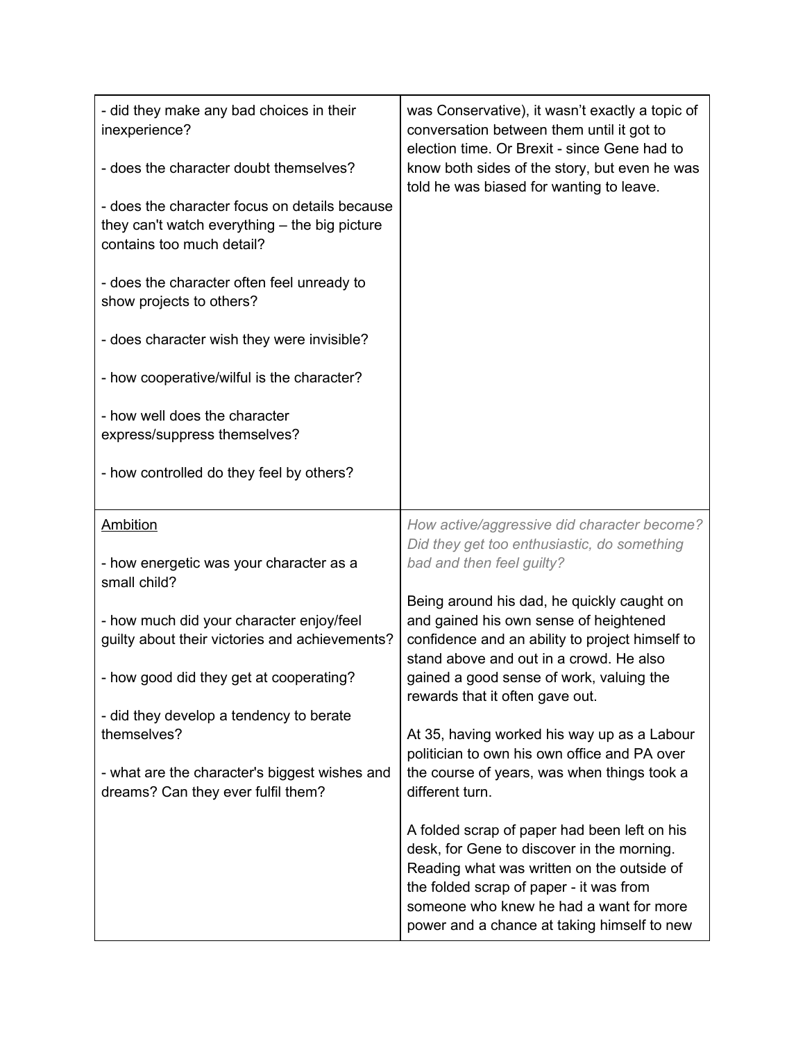| | |
|---|---|
| - did they make any bad choices in their inexperience?<br><br>- does the character doubt themselves?<br><br>- does the character focus on details because they can't watch everything – the big picture contains too much detail?<br><br>- does the character often feel unready to show projects to others?<br><br>- does character wish they were invisible?<br><br>- how cooperative/wilful is the character?<br><br>- how well does the character express/suppress themselves?<br><br>- how controlled do they feel by others? | was Conservative), it wasn't exactly a topic of conversation between them until it got to election time. Or Brexit - since Gene had to know both sides of the story, but even he was told he was biased for wanting to leave. |
| <u>Ambition</u><br><br>- how energetic was your character as a small child?<br><br>- how much did your character enjoy/feel guilty about their victories and achievements?<br><br>- how good did they get at cooperating?<br><br>- did they develop a tendency to berate themselves?<br><br>- what are the character's biggest wishes and dreams? Can they ever fulfil them? | *How active/aggressive did character become? Did they get too enthusiastic, do something bad and then feel guilty?*<br><br>Being around his dad, he quickly caught on and gained his own sense of heightened confidence and an ability to project himself to stand above and out in a crowd. He also gained a good sense of work, valuing the rewards that it often gave out.<br><br>At 35, having worked his way up as a Labour politician to own his own office and PA over the course of years, was when things took a different turn.<br><br>A folded scrap of paper had been left on his desk, for Gene to discover in the morning. Reading what was written on the outside of the folded scrap of paper - it was from someone who knew he had a want for more power and a chance at taking himself to new |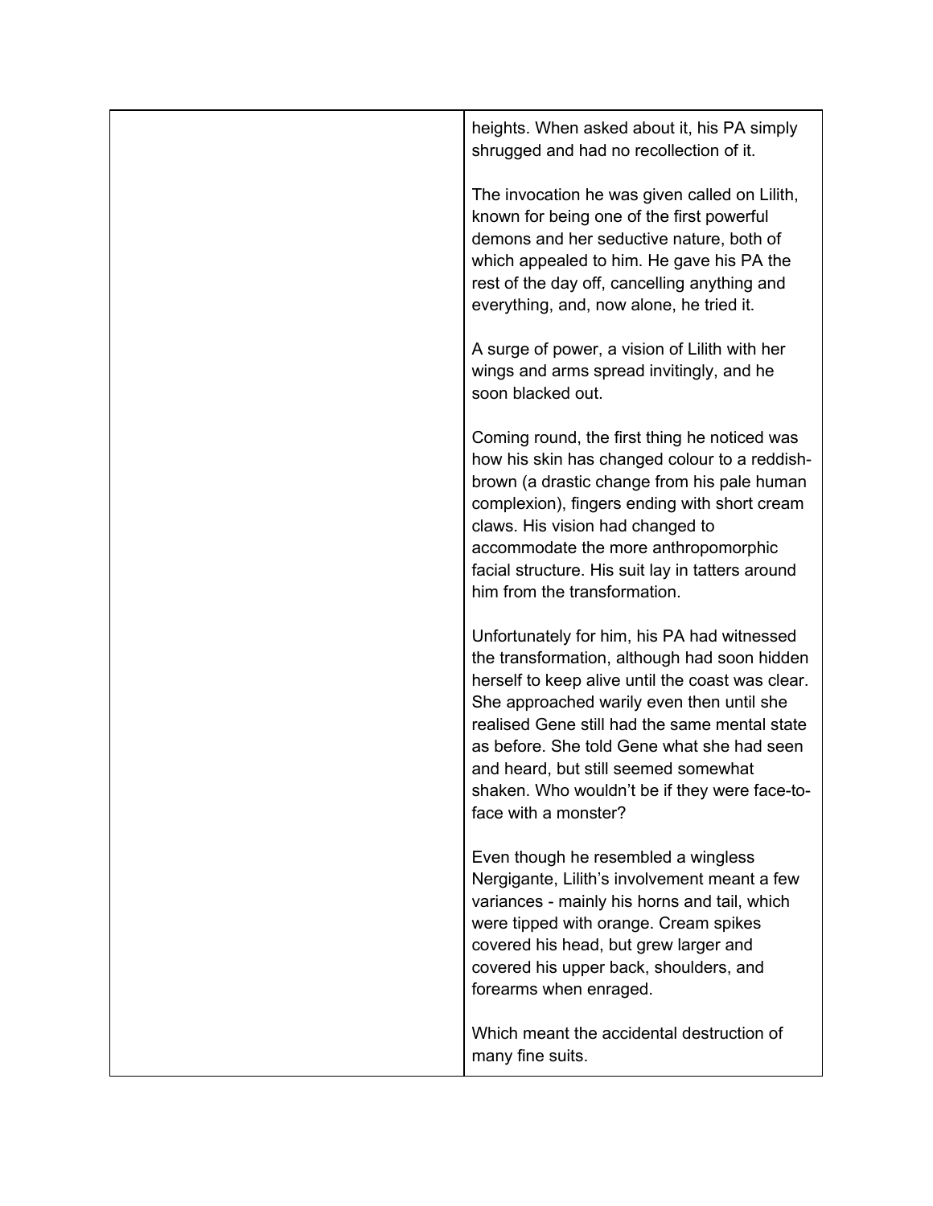heights. When asked about it, his PA simply shrugged and had no recollection of it.

The invocation he was given called on Lilith, known for being one of the first powerful demons and her seductive nature, both of which appealed to him. He gave his PA the rest of the day off, cancelling anything and everything, and, now alone, he tried it.

A surge of power, a vision of Lilith with her wings and arms spread invitingly, and he soon blacked out.

Coming round, the first thing he noticed was how his skin has changed colour to a reddish-brown (a drastic change from his pale human complexion), fingers ending with short cream claws. His vision had changed to accommodate the more anthropomorphic facial structure. His suit lay in tatters around him from the transformation.

Unfortunately for him, his PA had witnessed the transformation, although had soon hidden herself to keep alive until the coast was clear. She approached warily even then until she realised Gene still had the same mental state as before. She told Gene what she had seen and heard, but still seemed somewhat shaken. Who wouldn't be if they were face-to-face with a monster?

Even though he resembled a wingless Nergigante, Lilith's involvement meant a few variances - mainly his horns and tail, which were tipped with orange. Cream spikes covered his head, but grew larger and covered his upper back, shoulders, and forearms when enraged.

Which meant the accidental destruction of many fine suits.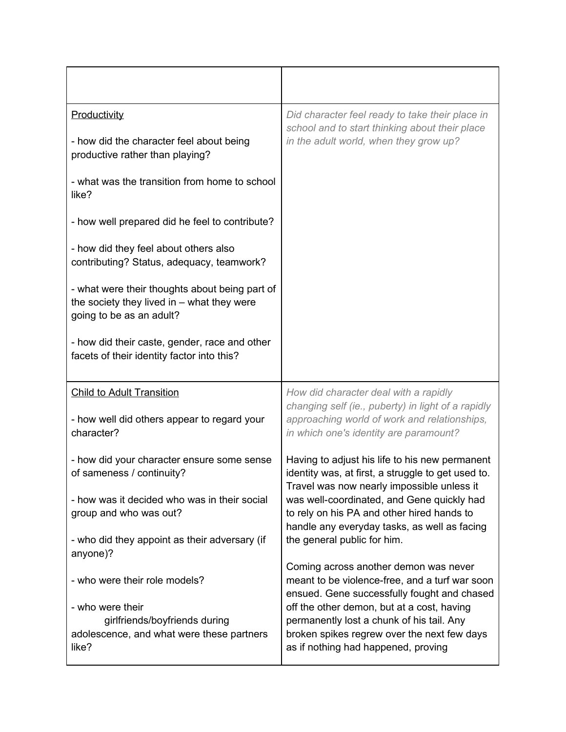| | |
|---|---|
| <u>Productivity</u><br><br>- how did the character feel about being productive rather than playing?<br><br>- what was the transition from home to school like?<br><br>- how well prepared did he feel to contribute?<br><br>- how did they feel about others also contributing? Status, adequacy, teamwork?<br><br>- what were their thoughts about being part of the society they lived in – what they were going to be as an adult?<br><br>- how did their caste, gender, race and other facets of their identity factor into this? | *Did character feel ready to take their place in school and to start thinking about their place in the adult world, when they grow up?* |
| <u>Child to Adult Transition</u><br><br>- how well did others appear to regard your character?<br><br>- how did your character ensure some sense of sameness / continuity?<br><br>- how was it decided who was in their social group and who was out?<br><br>- who did they appoint as their adversary (if anyone)?<br><br>- who were their role models?<br><br>- who were their girlfriends/boyfriends during adolescence, and what were these partners like? | *How did character deal with a rapidly changing self (ie., puberty) in light of a rapidly approaching world of work and relationships, in which one's identity are paramount?*<br><br>Having to adjust his life to his new permanent identity was, at first, a struggle to get used to. Travel was now nearly impossible unless it was well-coordinated, and Gene quickly had to rely on his PA and other hired hands to handle any everyday tasks, as well as facing the general public for him.<br><br>Coming across another demon was never meant to be violence-free, and a turf war soon ensued. Gene successfully fought and chased off the other demon, but at a cost, having permanently lost a chunk of his tail. Any broken spikes regrew over the next few days as if nothing had happened, proving |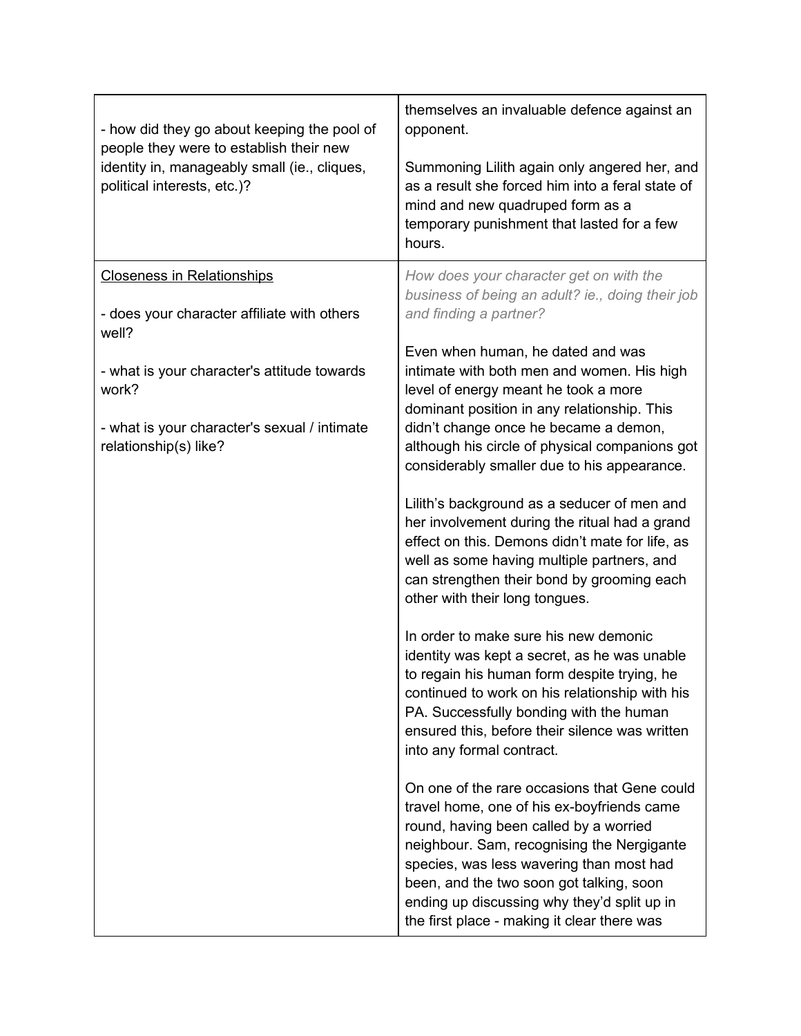| | |
|---|---|
| - how did they go about keeping the pool of people they were to establish their new identity in, manageably small (ie., cliques, political interests, etc.)? | themselves an invaluable defence against an opponent.<br><br>Summoning Lilith again only angered her, and as a result she forced him into a feral state of mind and new quadruped form as a temporary punishment that lasted for a few hours. |
| <u>Closeness in Relationships</u><br><br>- does your character affiliate with others well?<br><br>- what is your character's attitude towards work?<br><br>- what is your character's sexual / intimate relationship(s) like? | *How does your character get on with the business of being an adult? ie., doing their job and finding a partner?*<br><br>Even when human, he dated and was intimate with both men and women. His high level of energy meant he took a more dominant position in any relationship. This didn't change once he became a demon, although his circle of physical companions got considerably smaller due to his appearance.<br><br>Lilith's background as a seducer of men and her involvement during the ritual had a grand effect on this. Demons didn't mate for life, as well as some having multiple partners, and can strengthen their bond by grooming each other with their long tongues.<br><br>In order to make sure his new demonic identity was kept a secret, as he was unable to regain his human form despite trying, he continued to work on his relationship with his PA. Successfully bonding with the human ensured this, before their silence was written into any formal contract.<br><br>On one of the rare occasions that Gene could travel home, one of his ex-boyfriends came round, having been called by a worried neighbour. Sam, recognising the Nergigante species, was less wavering than most had been, and the two soon got talking, soon ending up discussing why they'd split up in the first place - making it clear there was |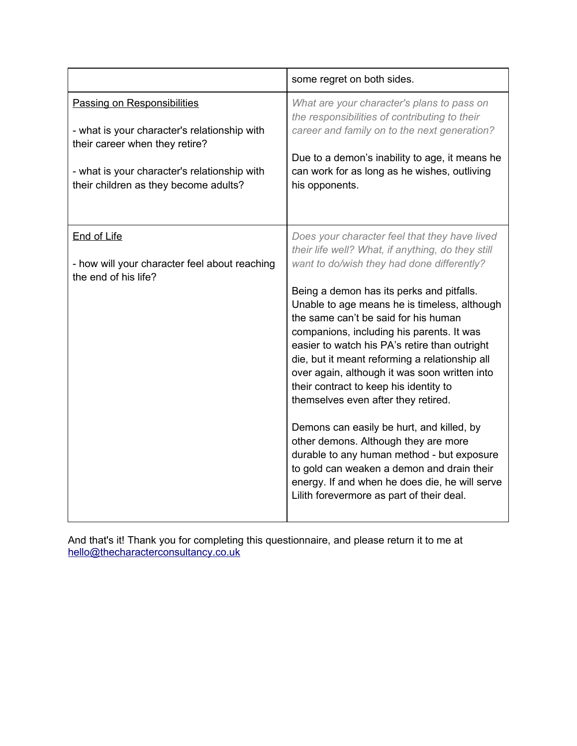| | |
|---|---|
| | some regret on both sides. |
| <u>Passing on Responsibilities</u><br><br>- what is your character's relationship with their career when they retire?<br><br>- what is your character's relationship with their children as they become adults? | *What are your character's plans to pass on the responsibilities of contributing to their career and family on to the next generation?*<br><br>Due to a demon's inability to age, it means he can work for as long as he wishes, outliving his opponents. |
| <u>End of Life</u><br><br>- how will your character feel about reaching the end of his life? | *Does your character feel that they have lived their life well? What, if anything, do they still want to do/wish they had done differently?*<br><br>Being a demon has its perks and pitfalls. Unable to age means he is timeless, although the same can't be said for his human companions, including his parents. It was easier to watch his PA's retire than outright die, but it meant reforming a relationship all over again, although it was soon written into their contract to keep his identity to themselves even after they retired.<br><br>Demons can easily be hurt, and killed, by other demons. Although they are more durable to any human method - but exposure to gold can weaken a demon and drain their energy. If and when he does die, he will serve Lilith forevermore as part of their deal. |

And that's it! Thank you for completing this questionnaire, and please return it to me at [hello@thecharacterconsultancy.co.uk](mailto:hello@thecharacterconsultancy.co.uk)